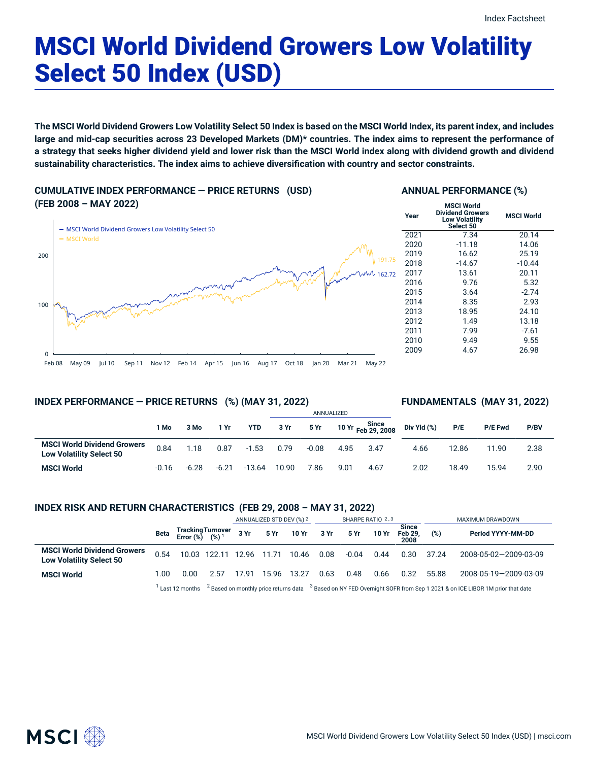Index Factsheet

# MSCI World Dividend Growers Low Volatility Select 50 Index (USD)

**The MSCI World Dividend Growers Low Volatility Select 50 Index is based on the MSCI World Index, its parent index, and includes large and mid-cap securities across 23 Developed Markets (DM)* countries. The index aims to represent the performance of a strategy that seeks higher dividend yield and lower risk than the MSCI World index along with dividend growth and dividend sustainability characteristics. The index aims to achieve diversification with country and sector constraints.**

## CUMULATIVE INDEX PERFORMANCE — PRICE RETURNS (USD) (FEB 2008 – MAY 2022)

- MSCI World Dividend Growers Low Volatility Select 50: 162.72
- MSCI World: 191.75

## ANNUAL PERFORMANCE (%)

| Year | MSCI World Dividend Growers Low Volatility Select 50 | MSCI World |
|---|---|---|
| 2021 | 7.34 | 20.14 |
| 2020 | -11.18 | 14.06 |
| 2019 | 16.62 | 25.19 |
| 2018 | -14.67 | -10.44 |
| 2017 | 13.61 | 20.11 |
| 2016 | 9.76 | 5.32 |
| 2015 | 3.64 | -2.74 |
| 2014 | 8.35 | 2.93 |
| 2013 | 18.95 | 24.10 |
| 2012 | 1.49 | 13.18 |
| 2011 | 7.99 | -7.61 |
| 2010 | 9.49 | 9.55 |
| 2009 | 4.67 | 26.98 |

## INDEX PERFORMANCE — PRICE RETURNS (%) (MAY 31, 2022)

| | 1 Mo | 3 Mo | 1 Yr | YTD | 3 Yr (Annualized) | 5 Yr (Annualized) | 10 Yr (Annualized) | Since Feb 29, 2008 (Annualized) |
|---|---|---|---|---|---|---|---|---|
| **MSCI World Dividend Growers Low Volatility Select 50** | 0.84 | 1.18 | 0.87 | -1.53 | 0.79 | -0.08 | 4.95 | 3.47 |
| **MSCI World** | -0.16 | -6.28 | -6.21 | -13.64 | 10.90 | 7.86 | 9.01 | 4.67 |

## FUNDAMENTALS (MAY 31, 2022)

| | Div Yld (%) | P/E | P/E Fwd | P/BV |
|---|---|---|---|---|
| **MSCI World Dividend Growers Low Volatility Select 50** | 4.66 | 12.86 | 11.90 | 2.38 |
| **MSCI World** | 2.02 | 18.49 | 15.94 | 2.90 |

## INDEX RISK AND RETURN CHARACTERISTICS (FEB 29, 2008 – MAY 31, 2022)

| | Beta | Tracking Error (%) | Turnover (%) [1] | Annualized Std Dev (%) [2] 3 Yr | 5 Yr | 10 Yr | Sharpe Ratio [2,3] 3 Yr | 5 Yr | 10 Yr | Since Feb 29, 2008 | Maximum Drawdown (%) | Period YYYY-MM-DD |
|---|---|---|---|---|---|---|---|---|---|---|---|---|
| **MSCI World Dividend Growers Low Volatility Select 50** | 0.54 | 10.03 | 122.11 | 12.96 | 11.71 | 10.46 | 0.08 | -0.04 | 0.44 | 0.30 | 37.24 | 2008-05-02—2009-03-09 |
| **MSCI World** | 1.00 | 0.00 | 2.57 | 17.91 | 15.96 | 13.27 | 0.63 | 0.48 | 0.66 | 0.32 | 55.88 | 2008-05-19—2009-03-09 |

[1] Last 12 months [2] Based on monthly price returns data [3] Based on NY FED Overnight SOFR from Sep 1 2021 & on ICE LIBOR 1M prior that date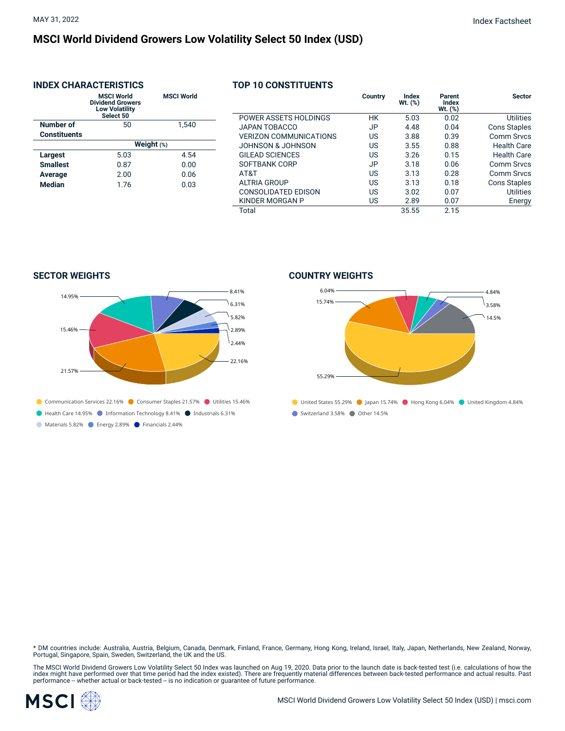MAY 31, 2022

Index Factsheet

# MSCI World Dividend Growers Low Volatility Select 50 Index (USD)

## INDEX CHARACTERISTICS

| | MSCI World Dividend Growers Low Volatility Select 50 | MSCI World |
|---|---|---|
| Number of Constituents | 50 | 1,540 |
| | Weight (%) | |
| Largest | 5.03 | 4.54 |
| Smallest | 0.87 | 0.00 |
| Average | 2.00 | 0.06 |
| Median | 1.76 | 0.03 |

## TOP 10 CONSTITUENTS

| | Country | Index Wt. (%) | Parent Index Wt. (%) | Sector |
|---|---|---|---|---|
| POWER ASSETS HOLDINGS | HK | 5.03 | 0.02 | Utilities |
| JAPAN TOBACCO | JP | 4.48 | 0.04 | Cons Staples |
| VERIZON COMMUNICATIONS | US | 3.88 | 0.39 | Comm Srvcs |
| JOHNSON & JOHNSON | US | 3.55 | 0.88 | Health Care |
| GILEAD SCIENCES | US | 3.26 | 0.15 | Health Care |
| SOFTBANK CORP | JP | 3.18 | 0.06 | Comm Srvcs |
| AT&T | US | 3.13 | 0.28 | Comm Srvcs |
| ALTRIA GROUP | US | 3.13 | 0.18 | Cons Staples |
| CONSOLIDATED EDISON | US | 3.02 | 0.07 | Utilities |
| KINDER MORGAN P | US | 2.89 | 0.07 | Energy |
| Total | | 35.55 | 2.15 | |

## SECTOR WEIGHTS

Communication Services 22.16% · Consumer Staples 21.57% · Utilities 15.46% · Health Care 14.95% · Information Technology 8.41% · Industrials 6.31% · Materials 5.82% · Energy 2.89% · Financials 2.44%

## COUNTRY WEIGHTS

United States 55.29% · Japan 15.74% · Hong Kong 6.04% · United Kingdom 4.84% · Switzerland 3.58% · Other 14.5%

* DM countries include: Australia, Austria, Belgium, Canada, Denmark, Finland, France, Germany, Hong Kong, Ireland, Israel, Italy, Japan, Netherlands, New Zealand, Norway, Portugal, Singapore, Spain, Sweden, Switzerland, the UK and the US.

The MSCI World Dividend Growers Low Volatility Select 50 Index was launched on Aug 19, 2020. Data prior to the launch date is back-tested test (i.e. calculations of how the index might have performed over that time period had the index existed). There are frequently material differences between back-tested performance and actual results. Past performance -- whether actual or back-tested -- is no indication or guarantee of future performance.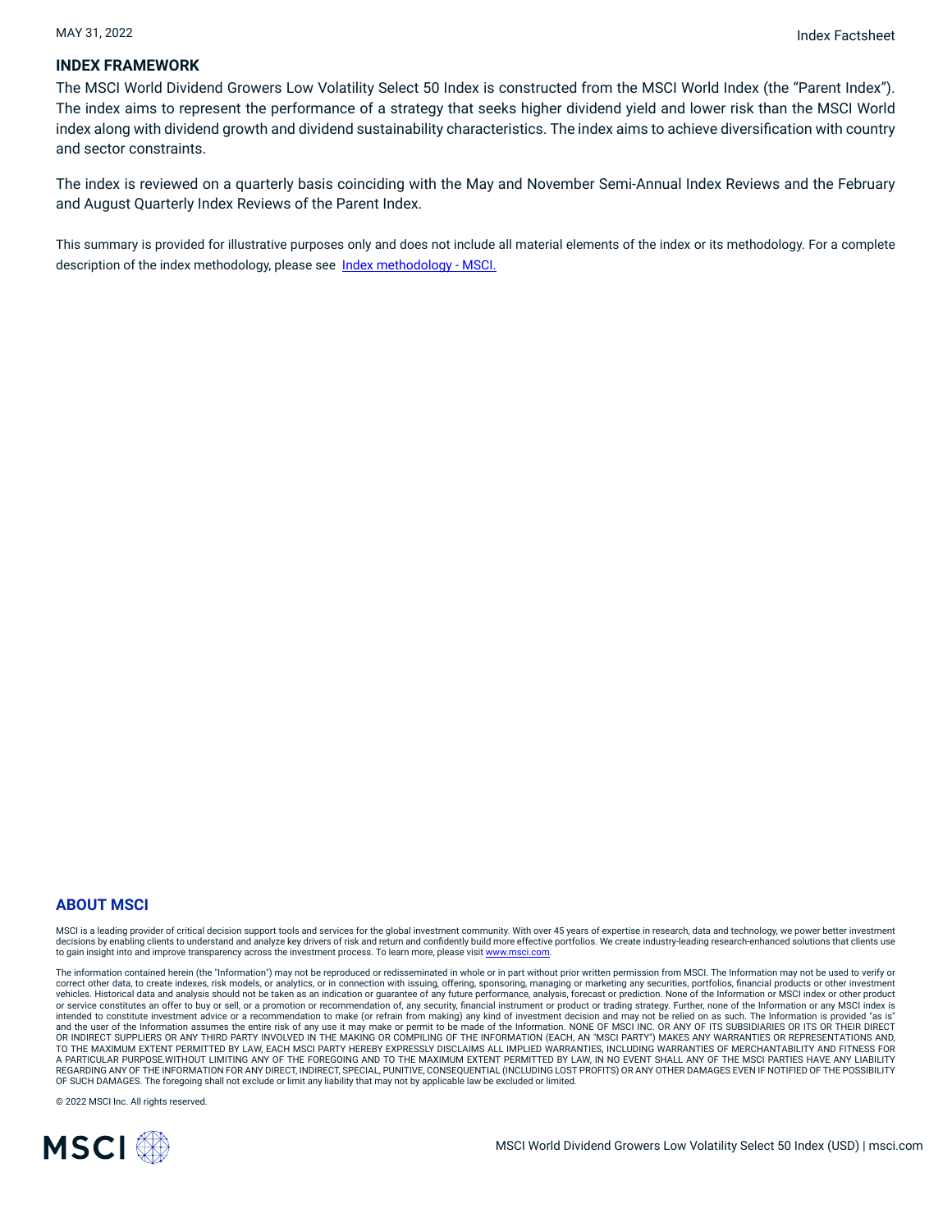## INDEX FRAMEWORK

The MSCI World Dividend Growers Low Volatility Select 50 Index is constructed from the MSCI World Index (the "Parent Index"). The index aims to represent the performance of a strategy that seeks higher dividend yield and lower risk than the MSCI World index along with dividend growth and dividend sustainability characteristics. The index aims to achieve diversification with country and sector constraints.

The index is reviewed on a quarterly basis coinciding with the May and November Semi-Annual Index Reviews and the February and August Quarterly Index Reviews of the Parent Index.

This summary is provided for illustrative purposes only and does not include all material elements of the index or its methodology. For a complete description of the index methodology, please see [Index methodology - MSCI.](Index methodology - MSCI.)

## ABOUT MSCI

MSCI is a leading provider of critical decision support tools and services for the global investment community. With over 45 years of expertise in research, data and technology, we power better investment decisions by enabling clients to understand and analyze key drivers of risk and return and confidently build more effective portfolios. We create industry-leading research-enhanced solutions that clients use to gain insight into and improve transparency across the investment process. To learn more, please visit www.msci.com.

The information contained herein (the "Information") may not be reproduced or redisseminated in whole or in part without prior written permission from MSCI. The Information may not be used to verify or correct other data, to create indexes, risk models, or analytics, or in connection with issuing, offering, sponsoring, managing or marketing any securities, portfolios, financial products or other investment vehicles. Historical data and analysis should not be taken as an indication or guarantee of any future performance, analysis, forecast or prediction. None of the Information or MSCI index or other product or service constitutes an offer to buy or sell, or a promotion or recommendation of, any security, financial instrument or product or trading strategy. Further, none of the Information or any MSCI index is intended to constitute investment advice or a recommendation to make (or refrain from making) any kind of investment decision and may not be relied on as such. The Information is provided "as is" and the user of the Information assumes the entire risk of any use it may make or permit to be made of the Information. NONE OF MSCI INC. OR ANY OF ITS SUBSIDIARIES OR ITS OR THEIR DIRECT OR INDIRECT SUPPLIERS OR ANY THIRD PARTY INVOLVED IN THE MAKING OR COMPILING OF THE INFORMATION (EACH, AN "MSCI PARTY") MAKES ANY WARRANTIES OR REPRESENTATIONS AND, TO THE MAXIMUM EXTENT PERMITTED BY LAW, EACH MSCI PARTY HEREBY EXPRESSLY DISCLAIMS ALL IMPLIED WARRANTIES, INCLUDING WARRANTIES OF MERCHANTABILITY AND FITNESS FOR A PARTICULAR PURPOSE.WITHOUT LIMITING ANY OF THE FOREGOING AND TO THE MAXIMUM EXTENT PERMITTED BY LAW, IN NO EVENT SHALL ANY OF THE MSCI PARTIES HAVE ANY LIABILITY REGARDING ANY OF THE INFORMATION FOR ANY DIRECT, INDIRECT, SPECIAL, PUNITIVE, CONSEQUENTIAL (INCLUDING LOST PROFITS) OR ANY OTHER DAMAGES EVEN IF NOTIFIED OF THE POSSIBILITY OF SUCH DAMAGES. The foregoing shall not exclude or limit any liability that may not by applicable law be excluded or limited.

© 2022 MSCI Inc. All rights reserved.